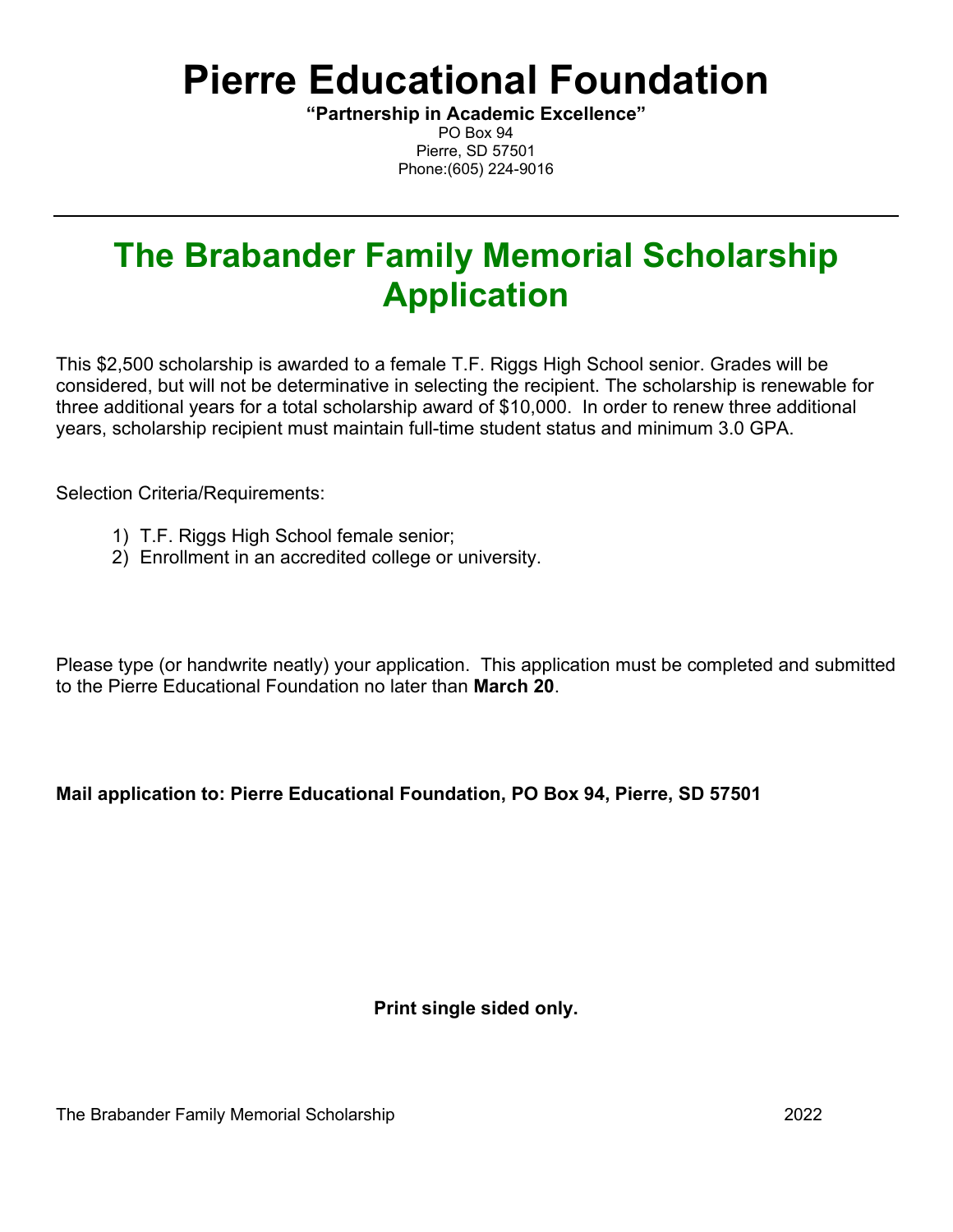# Pierre Educational Foundation

**"Partnership in Academic Excellence"**
PO Box 94
Pierre, SD 57501
Phone:(605) 224-9016

---

## The Brabander Family Memorial Scholarship Application

This $2,500 scholarship is awarded to a female T.F. Riggs High School senior. Grades will be considered, but will not be determinative in selecting the recipient. The scholarship is renewable for three additional years for a total scholarship award of $10,000. In order to renew three additional years, scholarship recipient must maintain full-time student status and minimum 3.0 GPA.

Selection Criteria/Requirements:

1) T.F. Riggs High School female senior;
2) Enrollment in an accredited college or university.

Please type (or handwrite neatly) your application. This application must be completed and submitted to the Pierre Educational Foundation no later than **March 20**.

**Mail application to: Pierre Educational Foundation, PO Box 94, Pierre, SD 57501**

**Print single sided only.**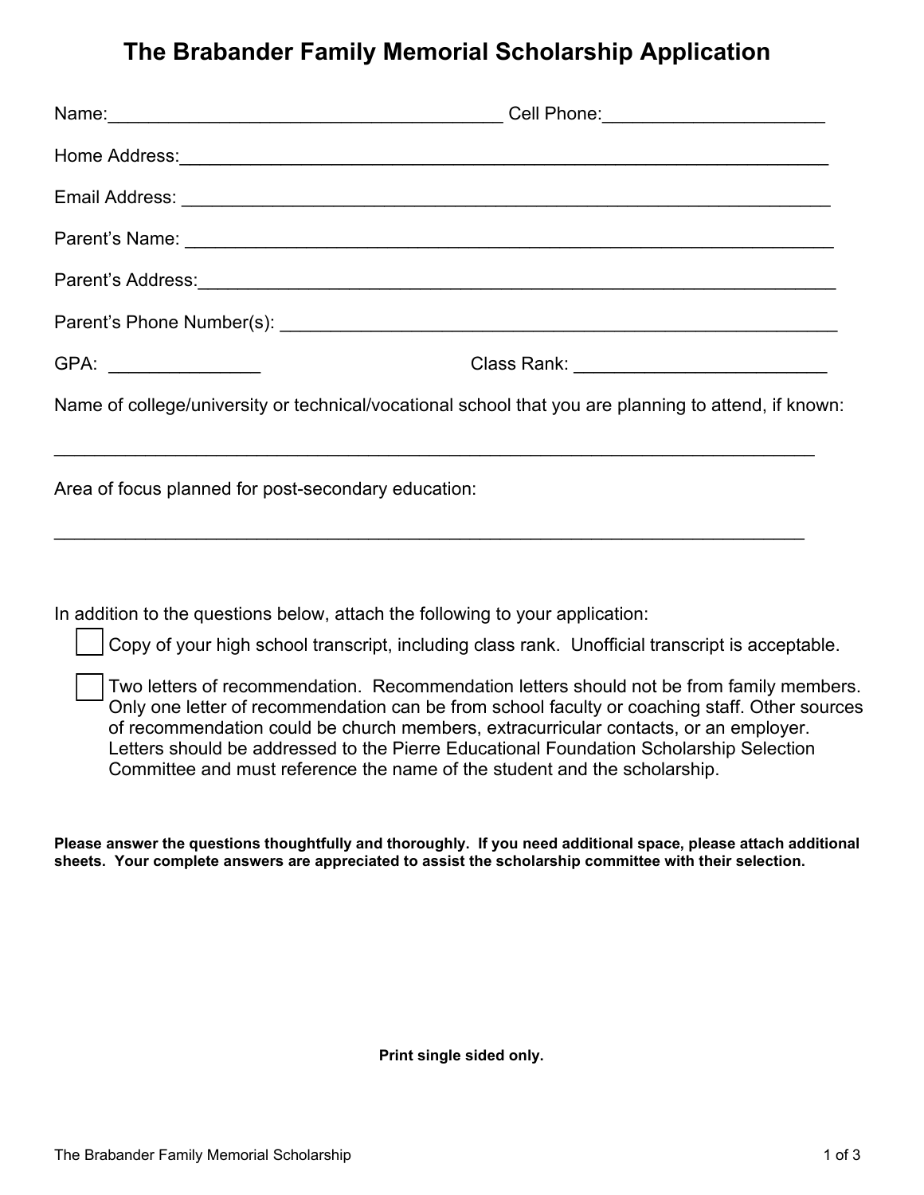# The Brabander Family Memorial Scholarship Application

Name:_______________________________________ Cell Phone:_____________________

Home Address:_______________________________________________________________

Email Address: _______________________________________________________________

Parent's Name: _______________________________________________________________

Parent's Address:_____________________________________________________________

Parent's Phone Number(s): ____________________________________________________

GPA: ______________ Class Rank: ________________________

Name of college/university or technical/vocational school that you are planning to attend, if known:

___________________________________________________________________________

Area of focus planned for post-secondary education:

___________________________________________________________________________

In addition to the questions below, attach the following to your application:

- [ ] Copy of your high school transcript, including class rank. Unofficial transcript is acceptable.
- [ ] Two letters of recommendation. Recommendation letters should not be from family members. Only one letter of recommendation can be from school faculty or coaching staff. Other sources of recommendation could be church members, extracurricular contacts, or an employer. Letters should be addressed to the Pierre Educational Foundation Scholarship Selection Committee and must reference the name of the student and the scholarship.

**Please answer the questions thoughtfully and thoroughly. If you need additional space, please attach additional sheets. Your complete answers are appreciated to assist the scholarship committee with their selection.**

**Print single sided only.**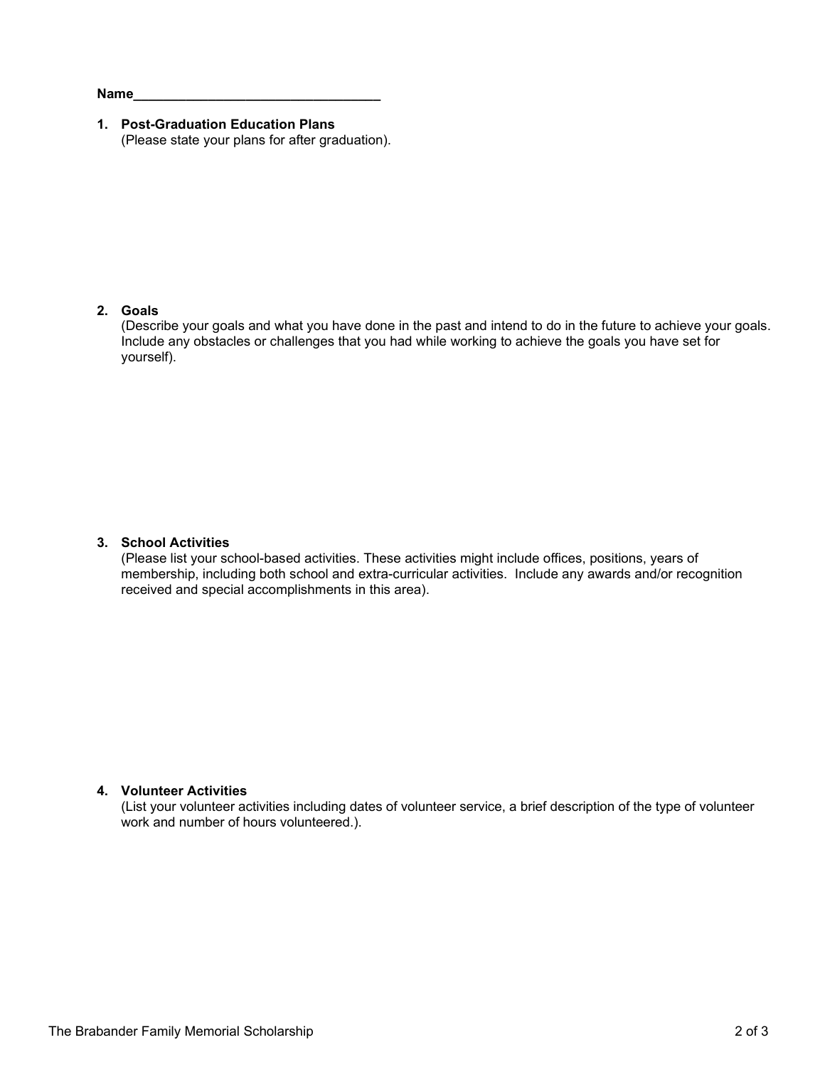**Name**_________________________________

1. **Post-Graduation Education Plans**
   (Please state your plans for after graduation).

2. **Goals**
   (Describe your goals and what you have done in the past and intend to do in the future to achieve your goals. Include any obstacles or challenges that you had while working to achieve the goals you have set for yourself).

3. **School Activities**
   (Please list your school-based activities. These activities might include offices, positions, years of membership, including both school and extra-curricular activities. Include any awards and/or recognition received and special accomplishments in this area).

4. **Volunteer Activities**
   (List your volunteer activities including dates of volunteer service, a brief description of the type of volunteer work and number of hours volunteered.).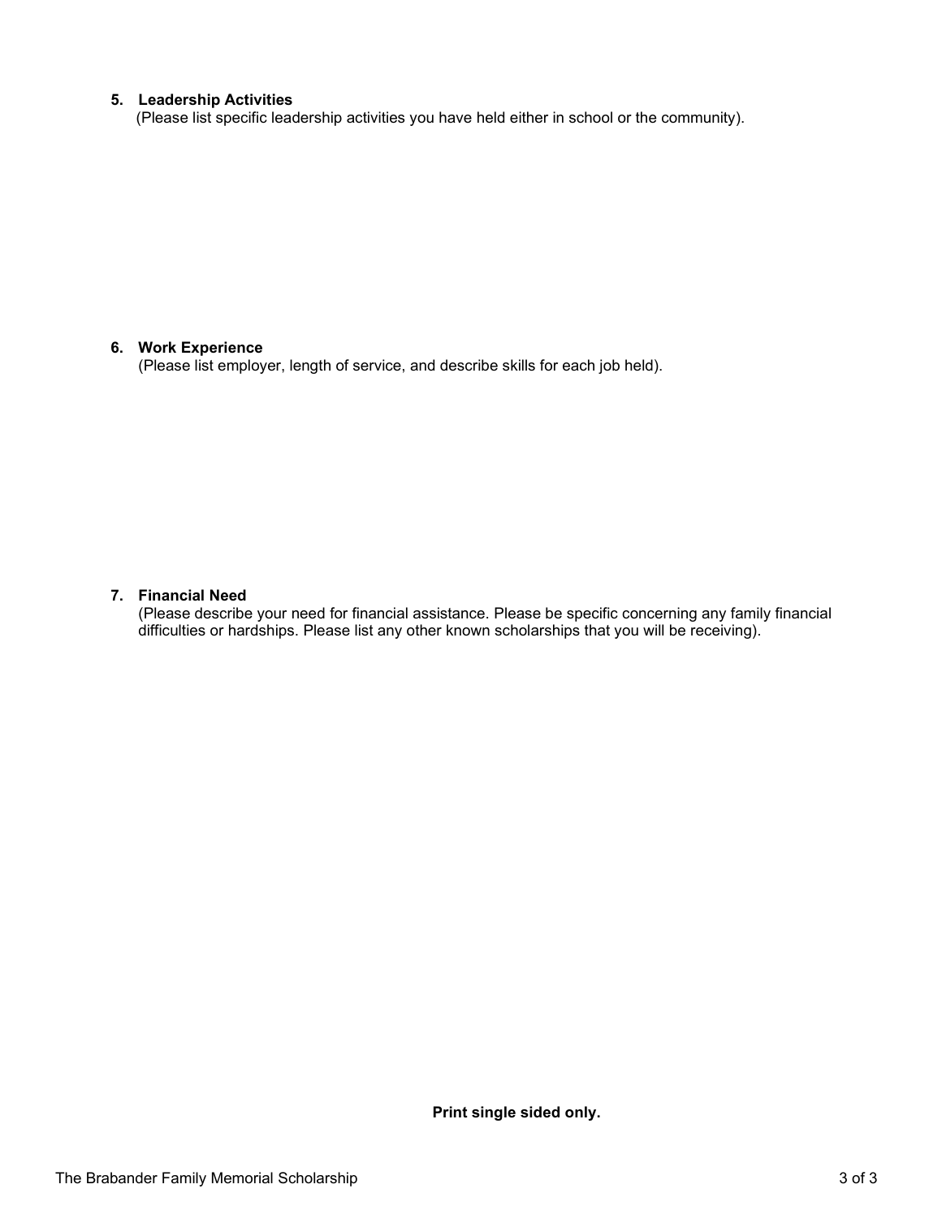5. **Leadership Activities**
   (Please list specific leadership activities you have held either in school or the community).

6. **Work Experience**
   (Please list employer, length of service, and describe skills for each job held).

7. **Financial Need**
   (Please describe your need for financial assistance. Please be specific concerning any family financial difficulties or hardships. Please list any other known scholarships that you will be receiving).

**Print single sided only.**